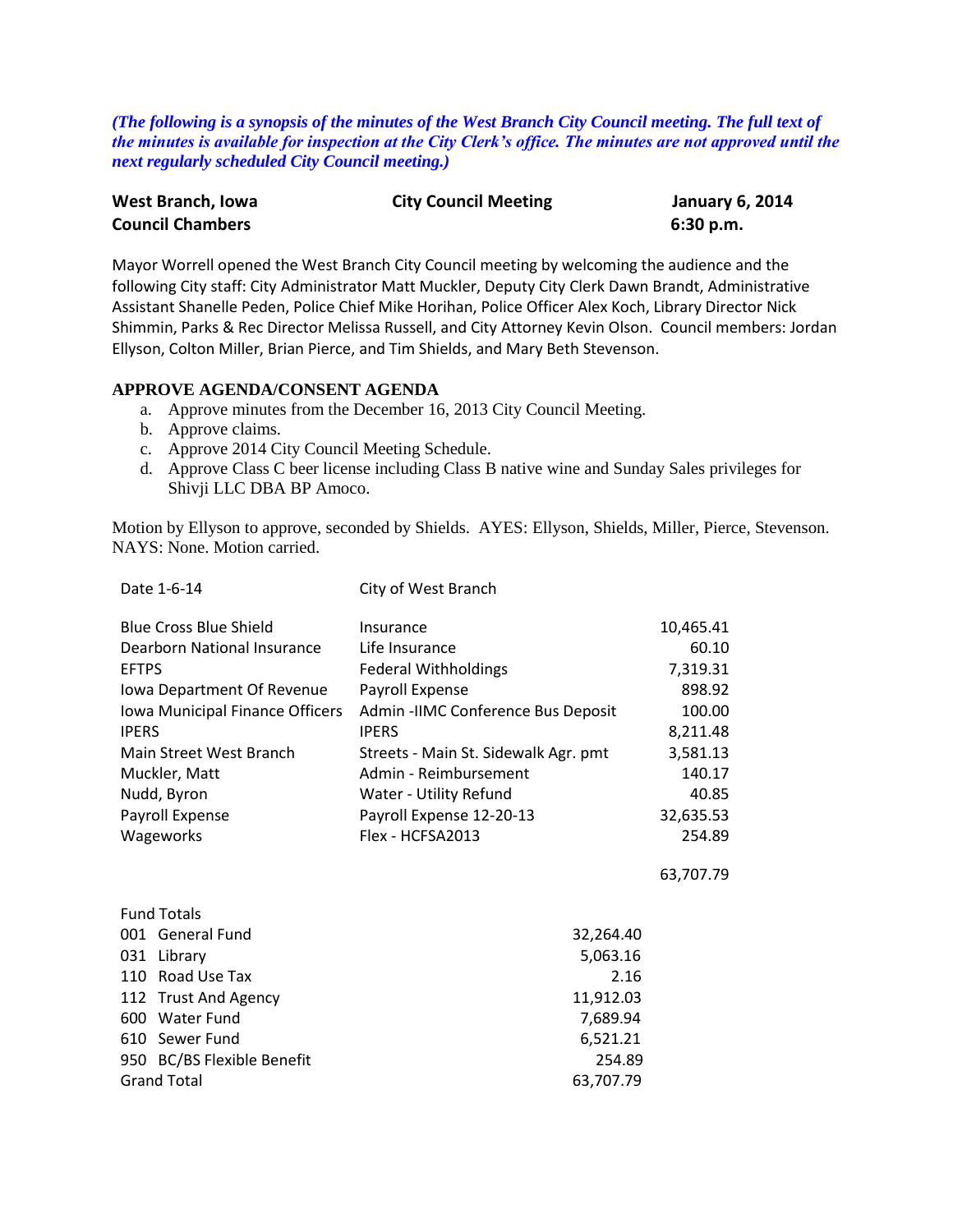***(The following is a synopsis of the minutes of the West Branch City Council meeting. The full text of the minutes is available for inspection at the City Clerk's office. The minutes are not approved until the next regularly scheduled City Council meeting.)***

| **West Branch, Iowa** | **City Council Meeting** | **January 6, 2014** |
|---|---|---|
| **Council Chambers** | | **6:30 p.m.** |

Mayor Worrell opened the West Branch City Council meeting by welcoming the audience and the following City staff: City Administrator Matt Muckler, Deputy City Clerk Dawn Brandt, Administrative Assistant Shanelle Peden, Police Chief Mike Horihan, Police Officer Alex Koch, Library Director Nick Shimmin, Parks & Rec Director Melissa Russell, and City Attorney Kevin Olson. Council members: Jordan Ellyson, Colton Miller, Brian Pierce, and Tim Shields, and Mary Beth Stevenson.

**APPROVE AGENDA/CONSENT AGENDA**

a. Approve minutes from the December 16, 2013 City Council Meeting.
b. Approve claims.
c. Approve 2014 City Council Meeting Schedule.
d. Approve Class C beer license including Class B native wine and Sunday Sales privileges for Shivji LLC DBA BP Amoco.

Motion by Ellyson to approve, seconded by Shields. AYES: Ellyson, Shields, Miller, Pierce, Stevenson. NAYS: None. Motion carried.

| Date 1-6-14 | City of West Branch | |
|---|---|---|
| Blue Cross Blue Shield | Insurance | 10,465.41 |
| Dearborn National Insurance | Life Insurance | 60.10 |
| EFTPS | Federal Withholdings | 7,319.31 |
| Iowa Department Of Revenue | Payroll Expense | 898.92 |
| Iowa Municipal Finance Officers | Admin -IIMC Conference Bus Deposit | 100.00 |
| IPERS | IPERS | 8,211.48 |
| Main Street West Branch | Streets - Main St. Sidewalk Agr. pmt | 3,581.13 |
| Muckler, Matt | Admin - Reimbursement | 140.17 |
| Nudd, Byron | Water - Utility Refund | 40.85 |
| Payroll Expense | Payroll Expense 12-20-13 | 32,635.53 |
| Wageworks | Flex - HCFSA2013 | 254.89 |
| | | 63,707.79 |

| Fund Totals | |
|---|---|
| 001 General Fund | 32,264.40 |
| 031 Library | 5,063.16 |
| 110 Road Use Tax | 2.16 |
| 112 Trust And Agency | 11,912.03 |
| 600 Water Fund | 7,689.94 |
| 610 Sewer Fund | 6,521.21 |
| 950 BC/BS Flexible Benefit | 254.89 |
| Grand Total | 63,707.79 |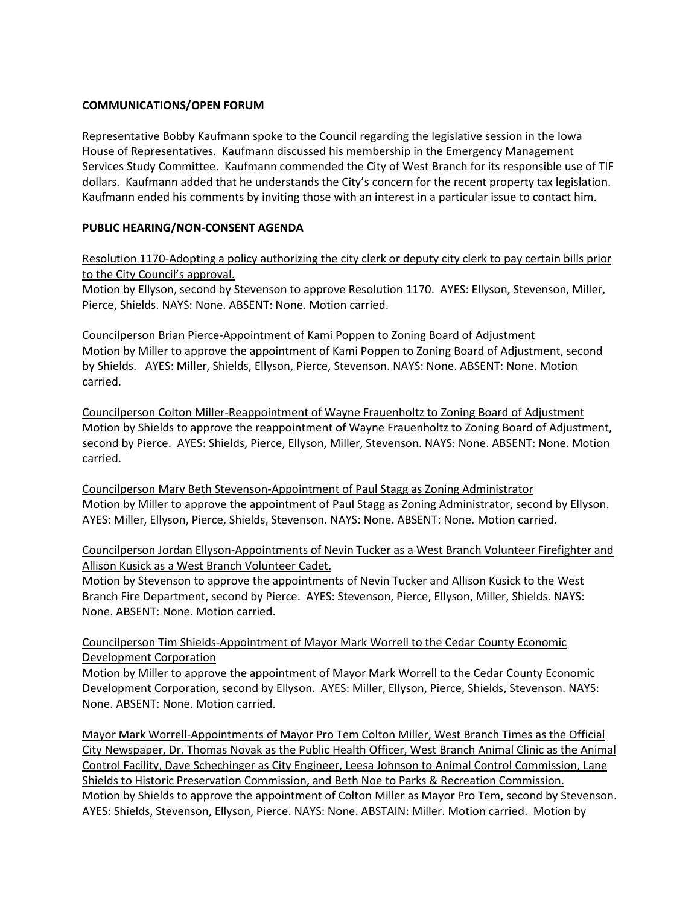**COMMUNICATIONS/OPEN FORUM**

Representative Bobby Kaufmann spoke to the Council regarding the legislative session in the Iowa House of Representatives. Kaufmann discussed his membership in the Emergency Management Services Study Committee. Kaufmann commended the City of West Branch for its responsible use of TIF dollars. Kaufmann added that he understands the City's concern for the recent property tax legislation. Kaufmann ended his comments by inviting those with an interest in a particular issue to contact him.

**PUBLIC HEARING/NON-CONSENT AGENDA**

<u>Resolution 1170-Adopting a policy authorizing the city clerk or deputy city clerk to pay certain bills prior to the City Council's approval.</u>
Motion by Ellyson, second by Stevenson to approve Resolution 1170. AYES: Ellyson, Stevenson, Miller, Pierce, Shields. NAYS: None. ABSENT: None. Motion carried.

<u>Councilperson Brian Pierce-Appointment of Kami Poppen to Zoning Board of Adjustment</u>
Motion by Miller to approve the appointment of Kami Poppen to Zoning Board of Adjustment, second by Shields. AYES: Miller, Shields, Ellyson, Pierce, Stevenson. NAYS: None. ABSENT: None. Motion carried.

<u>Councilperson Colton Miller-Reappointment of Wayne Frauenholtz to Zoning Board of Adjustment</u>
Motion by Shields to approve the reappointment of Wayne Frauenholtz to Zoning Board of Adjustment, second by Pierce. AYES: Shields, Pierce, Ellyson, Miller, Stevenson. NAYS: None. ABSENT: None. Motion carried.

<u>Councilperson Mary Beth Stevenson-Appointment of Paul Stagg as Zoning Administrator</u>
Motion by Miller to approve the appointment of Paul Stagg as Zoning Administrator, second by Ellyson. AYES: Miller, Ellyson, Pierce, Shields, Stevenson. NAYS: None. ABSENT: None. Motion carried.

<u>Councilperson Jordan Ellyson-Appointments of Nevin Tucker as a West Branch Volunteer Firefighter and Allison Kusick as a West Branch Volunteer Cadet.</u>
Motion by Stevenson to approve the appointments of Nevin Tucker and Allison Kusick to the West Branch Fire Department, second by Pierce. AYES: Stevenson, Pierce, Ellyson, Miller, Shields. NAYS: None. ABSENT: None. Motion carried.

<u>Councilperson Tim Shields-Appointment of Mayor Mark Worrell to the Cedar County Economic Development Corporation</u>
Motion by Miller to approve the appointment of Mayor Mark Worrell to the Cedar County Economic Development Corporation, second by Ellyson. AYES: Miller, Ellyson, Pierce, Shields, Stevenson. NAYS: None. ABSENT: None. Motion carried.

<u>Mayor Mark Worrell-Appointments of Mayor Pro Tem Colton Miller, West Branch Times as the Official City Newspaper, Dr. Thomas Novak as the Public Health Officer, West Branch Animal Clinic as the Animal Control Facility, Dave Schechinger as City Engineer, Leesa Johnson to Animal Control Commission, Lane Shields to Historic Preservation Commission, and Beth Noe to Parks & Recreation Commission.</u>
Motion by Shields to approve the appointment of Colton Miller as Mayor Pro Tem, second by Stevenson. AYES: Shields, Stevenson, Ellyson, Pierce. NAYS: None. ABSTAIN: Miller. Motion carried. Motion by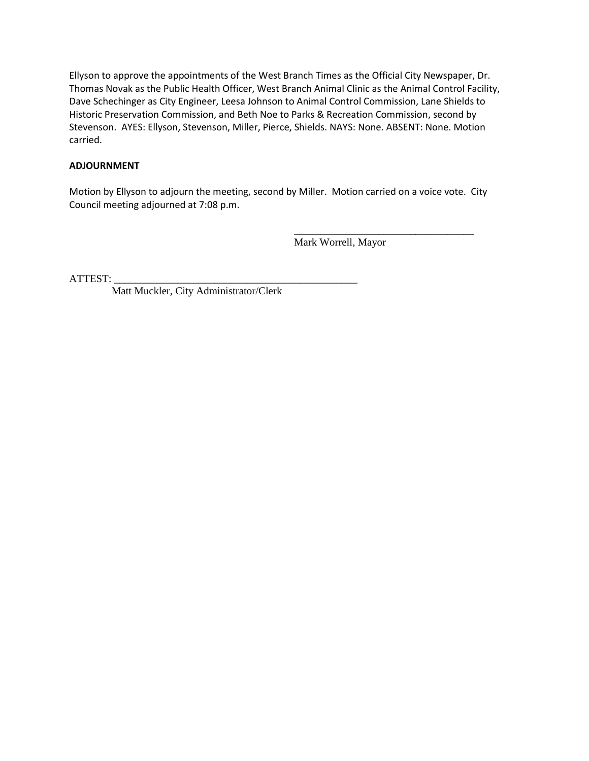Ellyson to approve the appointments of the West Branch Times as the Official City Newspaper, Dr. Thomas Novak as the Public Health Officer, West Branch Animal Clinic as the Animal Control Facility, Dave Schechinger as City Engineer, Leesa Johnson to Animal Control Commission, Lane Shields to Historic Preservation Commission, and Beth Noe to Parks & Recreation Commission, second by Stevenson. AYES: Ellyson, Stevenson, Miller, Pierce, Shields. NAYS: None. ABSENT: None. Motion carried.

**ADJOURNMENT**

Motion by Ellyson to adjourn the meeting, second by Miller. Motion carried on a voice vote. City Council meeting adjourned at 7:08 p.m.

\_\_\_\_\_\_\_\_\_\_\_\_\_\_\_\_\_\_\_\_\_\_\_\_\_\_\_\_\_\_\_\_\_\_
Mark Worrell, Mayor

ATTEST: \_\_\_\_\_\_\_\_\_\_\_\_\_\_\_\_\_\_\_\_\_\_\_\_\_\_\_\_\_\_\_\_\_\_\_\_\_\_\_\_\_\_\_\_\_\_
Matt Muckler, City Administrator/Clerk